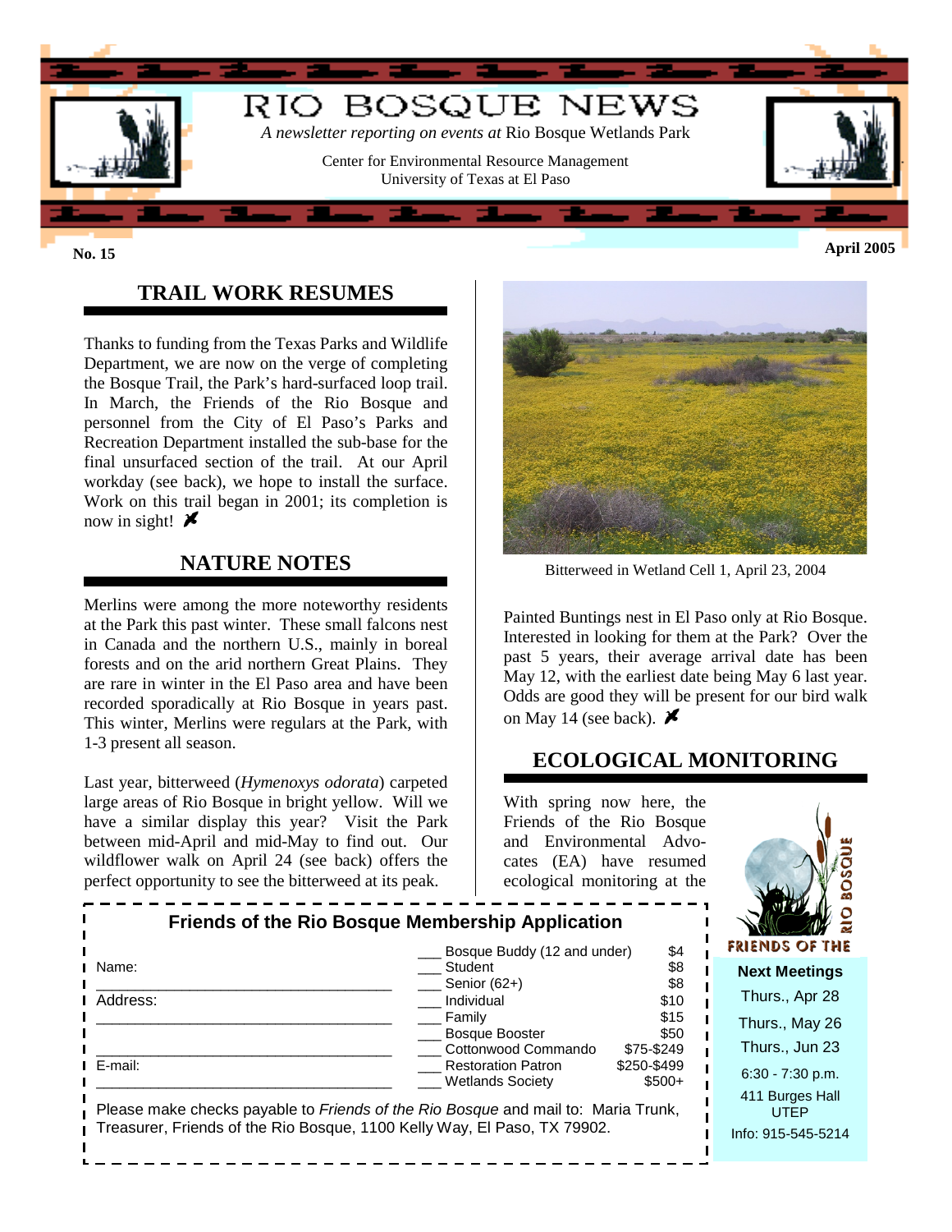# RIO BOSQUE NEWS

*A newsletter reporting on events at* Rio Bosque Wetlands Park

Center for Environmental Resource Management
University of Texas at El Paso

No. 15

April 2005

## TRAIL WORK RESUMES

Thanks to funding from the Texas Parks and Wildlife Department, we are now on the verge of completing the Bosque Trail, the Park's hard-surfaced loop trail. In March, the Friends of the Rio Bosque and personnel from the City of El Paso's Parks and Recreation Department installed the sub-base for the final unsurfaced section of the trail. At our April workday (see back), we hope to install the surface. Work on this trail began in 2001; its completion is now in sight! ✘

## NATURE NOTES

Merlins were among the more noteworthy residents at the Park this past winter. These small falcons nest in Canada and the northern U.S., mainly in boreal forests and on the arid northern Great Plains. They are rare in winter in the El Paso area and have been recorded sporadically at Rio Bosque in years past. This winter, Merlins were regulars at the Park, with 1-3 present all season.

Last year, bitterweed (*Hymenoxys odorata*) carpeted large areas of Rio Bosque in bright yellow. Will we have a similar display this year? Visit the Park between mid-April and mid-May to find out. Our wildflower walk on April 24 (see back) offers the perfect opportunity to see the bitterweed at its peak.

Bitterweed in Wetland Cell 1, April 23, 2004

Painted Buntings nest in El Paso only at Rio Bosque. Interested in looking for them at the Park? Over the past 5 years, their average arrival date has been May 12, with the earliest date being May 6 last year. Odds are good they will be present for our bird walk on May 14 (see back). ✘

## ECOLOGICAL MONITORING

With spring now here, the Friends of the Rio Bosque and Environmental Advocates (EA) have resumed ecological monitoring at the

### Friends of the Rio Bosque Membership Application

Name: ___________________________________

Address: ___________________________________

___________________________________

E-mail: ___________________________________

| | | |
|---|---|---|
| ___ | Bosque Buddy (12 and under) | $4 |
| ___ | Student | $8 |
| ___ | Senior (62+) | $8 |
| ___ | Individual | $10 |
| ___ | Family | $15 |
| ___ | Bosque Booster | $50 |
| ___ | Cottonwood Commando | $75-$249 |
| ___ | Restoration Patron | $250-$499 |
| ___ | Wetlands Society | $500+ |

Please make checks payable to *Friends of the Rio Bosque* and mail to: Maria Trunk, Treasurer, Friends of the Rio Bosque, 1100 Kelly Way, El Paso, TX 79902.

FRIENDS OF THE RIO BOSQUE

**Next Meetings**

Thurs., Apr 28

Thurs., May 26

Thurs., Jun 23

6:30 - 7:30 p.m.

411 Burges Hall
UTEP

Info: 915-545-5214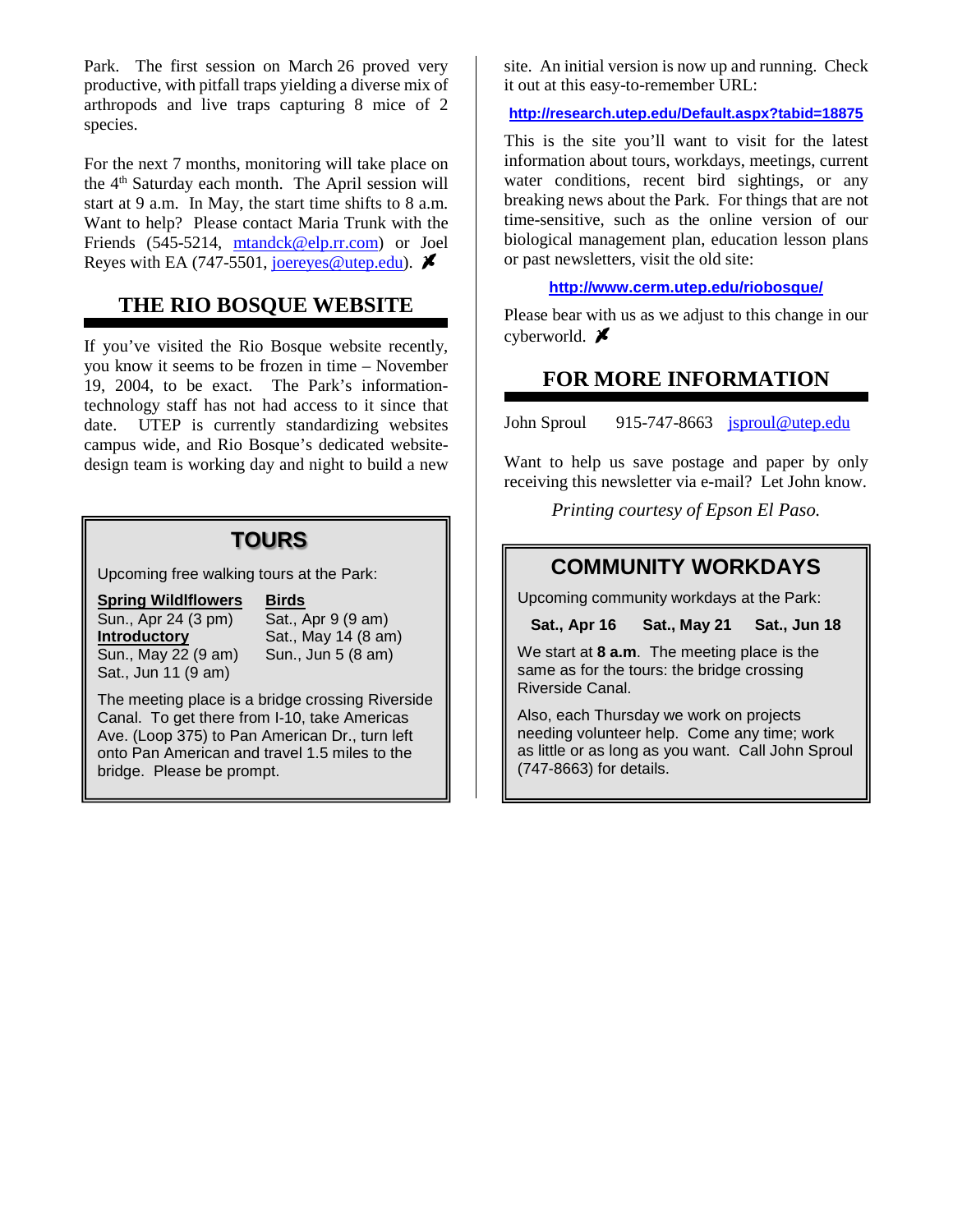Park. The first session on March 26 proved very productive, with pitfall traps yielding a diverse mix of arthropods and live traps capturing 8 mice of 2 species.

For the next 7 months, monitoring will take place on the 4th Saturday each month. The April session will start at 9 a.m. In May, the start time shifts to 8 a.m. Want to help? Please contact Maria Trunk with the Friends (545-5214, mtandck@elp.rr.com) or Joel Reyes with EA (747-5501, joereyes@utep.edu). ✗

## THE RIO BOSQUE WEBSITE

If you've visited the Rio Bosque website recently, you know it seems to be frozen in time – November 19, 2004, to be exact. The Park's information-technology staff has not had access to it since that date. UTEP is currently standardizing websites campus wide, and Rio Bosque's dedicated website-design team is working day and night to build a new site. An initial version is now up and running. Check it out at this easy-to-remember URL:

**http://research.utep.edu/Default.aspx?tabid=18875**

This is the site you'll want to visit for the latest information about tours, workdays, meetings, current water conditions, recent bird sightings, or any breaking news about the Park. For things that are not time-sensitive, such as the online version of our biological management plan, education lesson plans or past newsletters, visit the old site:

**http://www.cerm.utep.edu/riobosque/**

Please bear with us as we adjust to this change in our cyberworld. ✗

## TOURS

Upcoming free walking tours at the Park:

**Spring Wildflowers**
Sun., Apr 24 (3 pm)

**Introductory**
Sun., May 22 (9 am)
Sat., Jun 11 (9 am)

**Birds**
Sat., Apr 9 (9 am)
Sat., May 14 (8 am)
Sun., Jun 5 (8 am)

The meeting place is a bridge crossing Riverside Canal. To get there from I-10, take Americas Ave. (Loop 375) to Pan American Dr., turn left onto Pan American and travel 1.5 miles to the bridge. Please be prompt.

## FOR MORE INFORMATION

John Sproul 915-747-8663 jsproul@utep.edu

Want to help us save postage and paper by only receiving this newsletter via e-mail? Let John know.

*Printing courtesy of Epson El Paso.*

## COMMUNITY WORKDAYS

Upcoming community workdays at the Park:

**Sat., Apr 16 Sat., May 21 Sat., Jun 18**

We start at **8 a.m**. The meeting place is the same as for the tours: the bridge crossing Riverside Canal.

Also, each Thursday we work on projects needing volunteer help. Come any time; work as little or as long as you want. Call John Sproul (747-8663) for details.